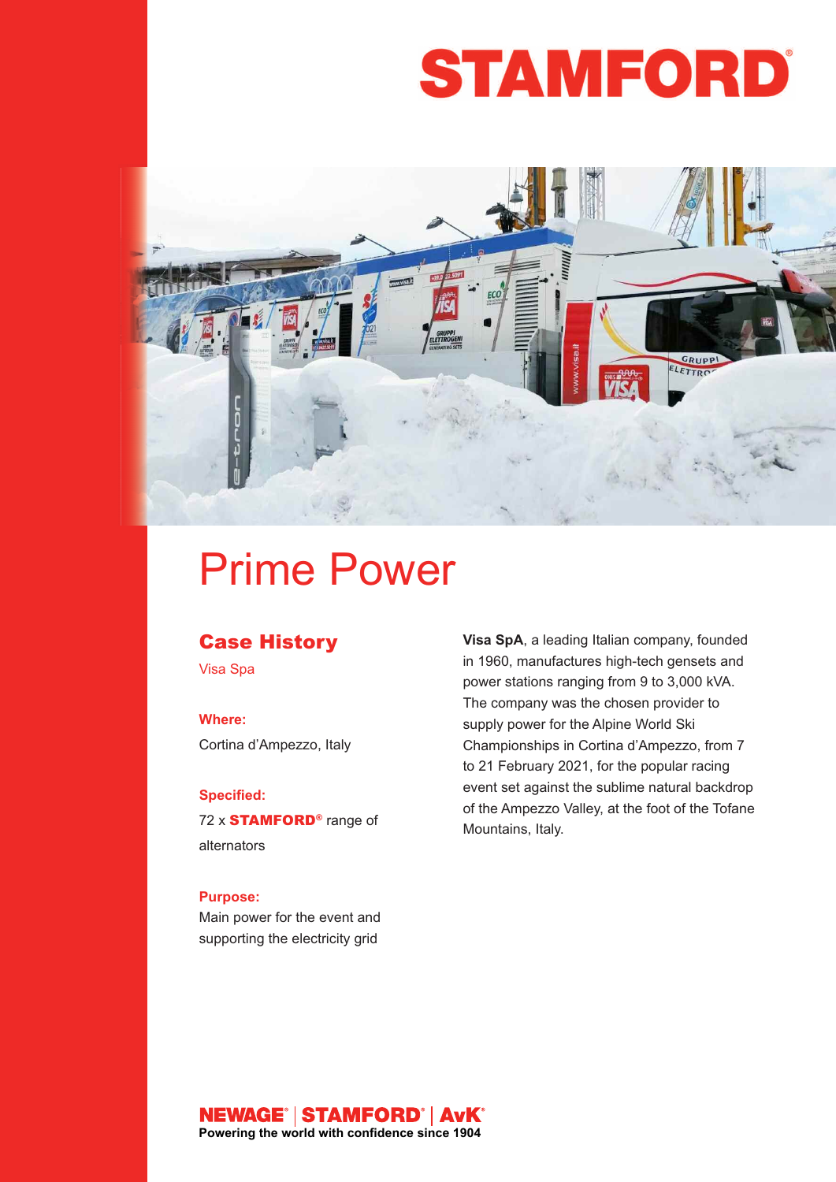# STAMFORD®

# Prime Power

## Case History

Visa Spa

**Where:**

Cortina d'Ampezzo, Italy

**Specified:**

72 x **STAMFORD**® range of alternators

**Purpose:**

Main power for the event and supporting the electricity grid

**Visa SpA**, a leading Italian company, founded in 1960, manufactures high-tech gensets and power stations ranging from 9 to 3,000 kVA. The company was the chosen provider to supply power for the Alpine World Ski Championships in Cortina d'Ampezzo, from 7 to 21 February 2021, for the popular racing event set against the sublime natural backdrop of the Ampezzo Valley, at the foot of the Tofane Mountains, Italy.

**NEWAGE® | STAMFORD® | AvK®**
**Powering the world with confidence since 1904**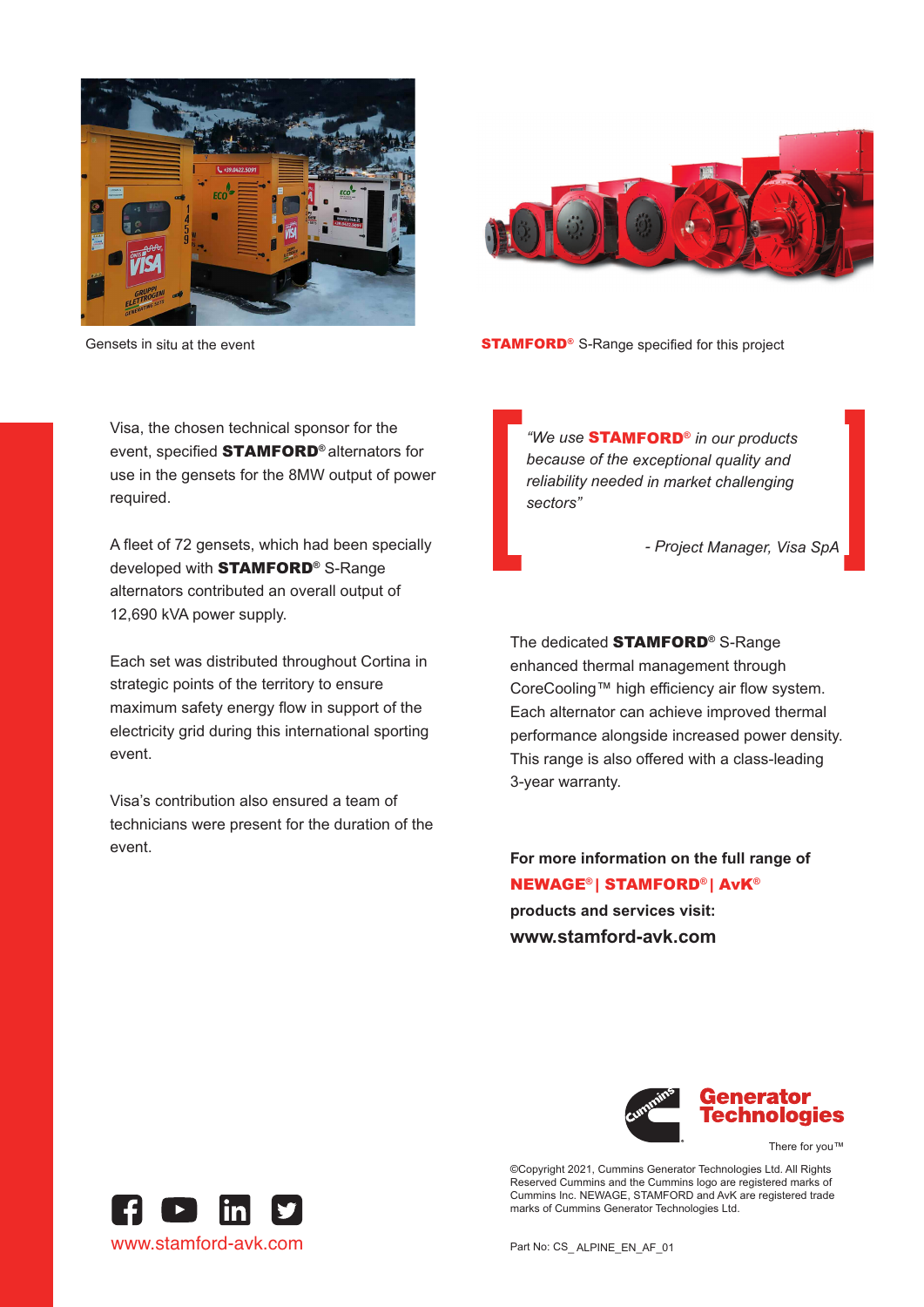Gensets in situ at the event

**STAMFORD**® S-Range specified for this project

Visa, the chosen technical sponsor for the event, specified **STAMFORD**® alternators for use in the gensets for the 8MW output of power required.

A fleet of 72 gensets, which had been specially developed with **STAMFORD**® S-Range alternators contributed an overall output of 12,690 kVA power supply.

Each set was distributed throughout Cortina in strategic points of the territory to ensure maximum safety energy flow in support of the electricity grid during this international sporting event.

Visa's contribution also ensured a team of technicians were present for the duration of the event.

> *"We use **STAMFORD**® in our products because of the exceptional quality and reliability needed in market challenging sectors"*
>
> *- Project Manager, Visa SpA*

The dedicated **STAMFORD**® S-Range enhanced thermal management through CoreCooling™ high efficiency air flow system. Each alternator can achieve improved thermal performance alongside increased power density. This range is also offered with a class-leading 3-year warranty.

**For more information on the full range of NEWAGE® | STAMFORD® | AvK® products and services visit:**

**www.stamford-avk.com**

Generator Technologies

There for you™

©Copyright 2021, Cummins Generator Technologies Ltd. All Rights Reserved Cummins and the Cummins logo are registered marks of Cummins Inc. NEWAGE, STAMFORD and AvK are registered trade marks of Cummins Generator Technologies Ltd.

www.stamford-avk.com

Part No: CS_ ALPINE_EN_AF_01